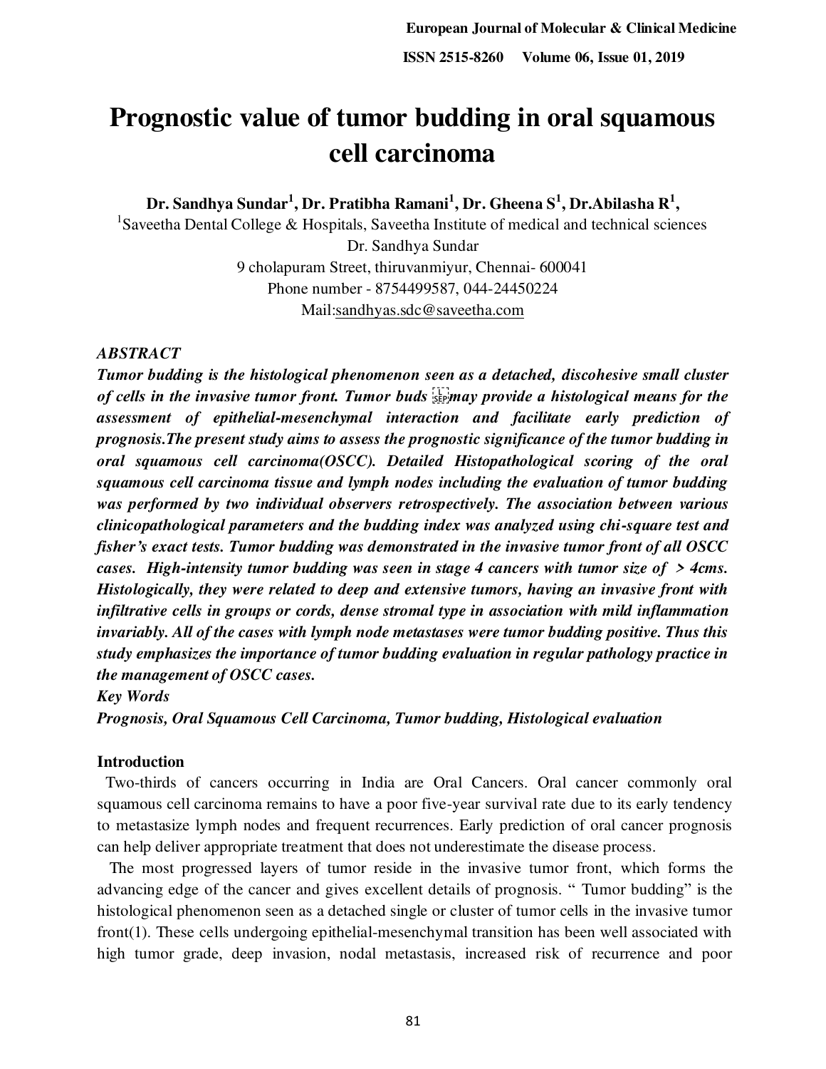# Prognostic value of tumor budding in oral squamous cell carcinoma

**Dr. Sandhya Sundar[1], Dr. Pratibha Ramani[1], Dr. Gheena S[1], Dr.Abilasha R[1],**

[1]Saveetha Dental College & Hospitals, Saveetha Institute of medical and technical sciences

Dr. Sandhya Sundar

9 cholapuram Street, thiruvanmiyur, Chennai- 600041

Phone number - 8754499587, 044-24450224

Mail:sandhyas.sdc@saveetha.com

***ABSTRACT***

***Tumor budding is the histological phenomenon seen as a detached, discohesive small cluster of cells in the invasive tumor front. Tumor buds may provide a histological means for the assessment of epithelial-mesenchymal interaction and facilitate early prediction of prognosis.The present study aims to assess the prognostic significance of the tumor budding in oral squamous cell carcinoma(OSCC). Detailed Histopathological scoring of the oral squamous cell carcinoma tissue and lymph nodes including the evaluation of tumor budding was performed by two individual observers retrospectively. The association between various clinicopathological parameters and the budding index was analyzed using chi-square test and fisher's exact tests. Tumor budding was demonstrated in the invasive tumor front of all OSCC cases. High-intensity tumor budding was seen in stage 4 cancers with tumor size of > 4cms. Histologically, they were related to deep and extensive tumors, having an invasive front with infiltrative cells in groups or cords, dense stromal type in association with mild inflammation invariably. All of the cases with lymph node metastases were tumor budding positive. Thus this study emphasizes the importance of tumor budding evaluation in regular pathology practice in the management of OSCC cases.***

***Key Words***

***Prognosis, Oral Squamous Cell Carcinoma, Tumor budding, Histological evaluation***

## Introduction

Two-thirds of cancers occurring in India are Oral Cancers. Oral cancer commonly oral squamous cell carcinoma remains to have a poor five-year survival rate due to its early tendency to metastasize lymph nodes and frequent recurrences. Early prediction of oral cancer prognosis can help deliver appropriate treatment that does not underestimate the disease process.

The most progressed layers of tumor reside in the invasive tumor front, which forms the advancing edge of the cancer and gives excellent details of prognosis. " Tumor budding" is the histological phenomenon seen as a detached single or cluster of tumor cells in the invasive tumor front(1). These cells undergoing epithelial-mesenchymal transition has been well associated with high tumor grade, deep invasion, nodal metastasis, increased risk of recurrence and poor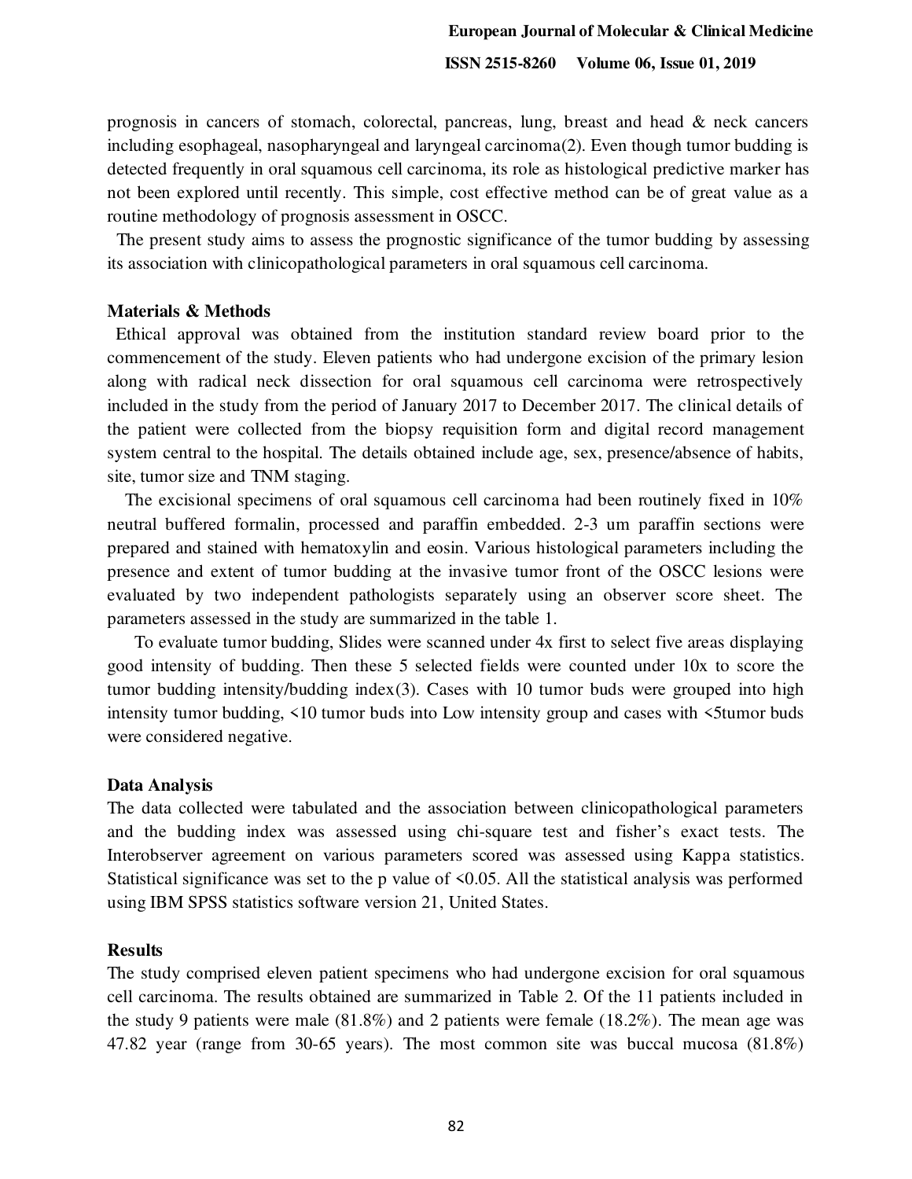prognosis in cancers of stomach, colorectal, pancreas, lung, breast and head & neck cancers including esophageal, nasopharyngeal and laryngeal carcinoma(2). Even though tumor budding is detected frequently in oral squamous cell carcinoma, its role as histological predictive marker has not been explored until recently. This simple, cost effective method can be of great value as a routine methodology of prognosis assessment in OSCC.

The present study aims to assess the prognostic significance of the tumor budding by assessing its association with clinicopathological parameters in oral squamous cell carcinoma.

## Materials & Methods

Ethical approval was obtained from the institution standard review board prior to the commencement of the study. Eleven patients who had undergone excision of the primary lesion along with radical neck dissection for oral squamous cell carcinoma were retrospectively included in the study from the period of January 2017 to December 2017. The clinical details of the patient were collected from the biopsy requisition form and digital record management system central to the hospital. The details obtained include age, sex, presence/absence of habits, site, tumor size and TNM staging.

The excisional specimens of oral squamous cell carcinoma had been routinely fixed in 10% neutral buffered formalin, processed and paraffin embedded. 2-3 um paraffin sections were prepared and stained with hematoxylin and eosin. Various histological parameters including the presence and extent of tumor budding at the invasive tumor front of the OSCC lesions were evaluated by two independent pathologists separately using an observer score sheet. The parameters assessed in the study are summarized in the table 1.

To evaluate tumor budding, Slides were scanned under 4x first to select five areas displaying good intensity of budding. Then these 5 selected fields were counted under 10x to score the tumor budding intensity/budding index(3). Cases with 10 tumor buds were grouped into high intensity tumor budding, <10 tumor buds into Low intensity group and cases with <5tumor buds were considered negative.

## Data Analysis

The data collected were tabulated and the association between clinicopathological parameters and the budding index was assessed using chi-square test and fisher's exact tests. The Interobserver agreement on various parameters scored was assessed using Kappa statistics. Statistical significance was set to the p value of <0.05. All the statistical analysis was performed using IBM SPSS statistics software version 21, United States.

## Results

The study comprised eleven patient specimens who had undergone excision for oral squamous cell carcinoma. The results obtained are summarized in Table 2. Of the 11 patients included in the study 9 patients were male (81.8%) and 2 patients were female (18.2%). The mean age was 47.82 year (range from 30-65 years). The most common site was buccal mucosa (81.8%)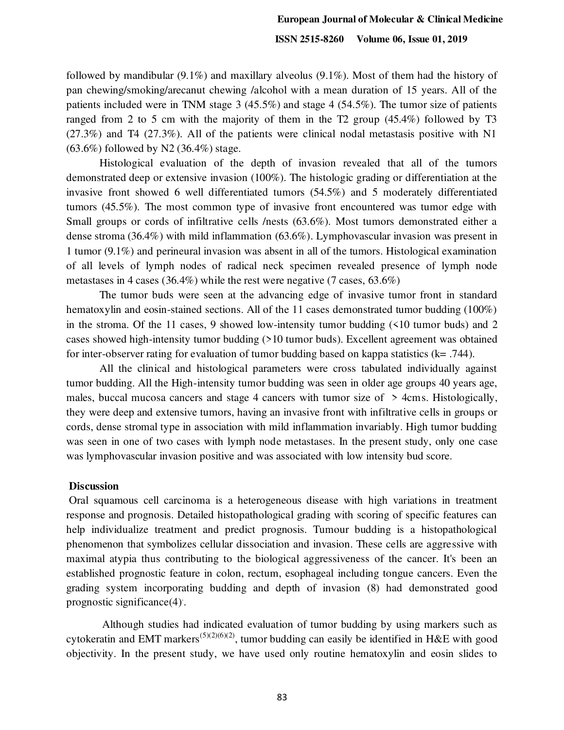followed by mandibular (9.1%) and maxillary alveolus (9.1%). Most of them had the history of pan chewing/smoking/arecanut chewing /alcohol with a mean duration of 15 years. All of the patients included were in TNM stage 3 (45.5%) and stage 4 (54.5%). The tumor size of patients ranged from 2 to 5 cm with the majority of them in the T2 group (45.4%) followed by T3 (27.3%) and T4 (27.3%). All of the patients were clinical nodal metastasis positive with N1 (63.6%) followed by N2 (36.4%) stage.

Histological evaluation of the depth of invasion revealed that all of the tumors demonstrated deep or extensive invasion (100%). The histologic grading or differentiation at the invasive front showed 6 well differentiated tumors (54.5%) and 5 moderately differentiated tumors (45.5%). The most common type of invasive front encountered was tumor edge with Small groups or cords of infiltrative cells /nests (63.6%). Most tumors demonstrated either a dense stroma (36.4%) with mild inflammation (63.6%). Lymphovascular invasion was present in 1 tumor (9.1%) and perineural invasion was absent in all of the tumors. Histological examination of all levels of lymph nodes of radical neck specimen revealed presence of lymph node metastases in 4 cases (36.4%) while the rest were negative (7 cases, 63.6%)

The tumor buds were seen at the advancing edge of invasive tumor front in standard hematoxylin and eosin-stained sections. All of the 11 cases demonstrated tumor budding (100%) in the stroma. Of the 11 cases, 9 showed low-intensity tumor budding (<10 tumor buds) and 2 cases showed high-intensity tumor budding (>10 tumor buds). Excellent agreement was obtained for inter-observer rating for evaluation of tumor budding based on kappa statistics (k= .744).

All the clinical and histological parameters were cross tabulated individually against tumor budding. All the High-intensity tumor budding was seen in older age groups 40 years age, males, buccal mucosa cancers and stage 4 cancers with tumor size of > 4cms. Histologically, they were deep and extensive tumors, having an invasive front with infiltrative cells in groups or cords, dense stromal type in association with mild inflammation invariably. High tumor budding was seen in one of two cases with lymph node metastases. In the present study, only one case was lymphovascular invasion positive and was associated with low intensity bud score.

## Discussion

Oral squamous cell carcinoma is a heterogeneous disease with high variations in treatment response and prognosis. Detailed histopathological grading with scoring of specific features can help individualize treatment and predict prognosis. Tumour budding is a histopathological phenomenon that symbolizes cellular dissociation and invasion. These cells are aggressive with maximal atypia thus contributing to the biological aggressiveness of the cancer. It's been an established prognostic feature in colon, rectum, esophageal including tongue cancers. Even the grading system incorporating budding and depth of invasion (8) had demonstrated good prognostic significance(4).

Although studies had indicated evaluation of tumor budding by using markers such as cytokeratin and EMT markers[(5)(2)(6)(2)], tumor budding can easily be identified in H&E with good objectivity. In the present study, we have used only routine hematoxylin and eosin slides to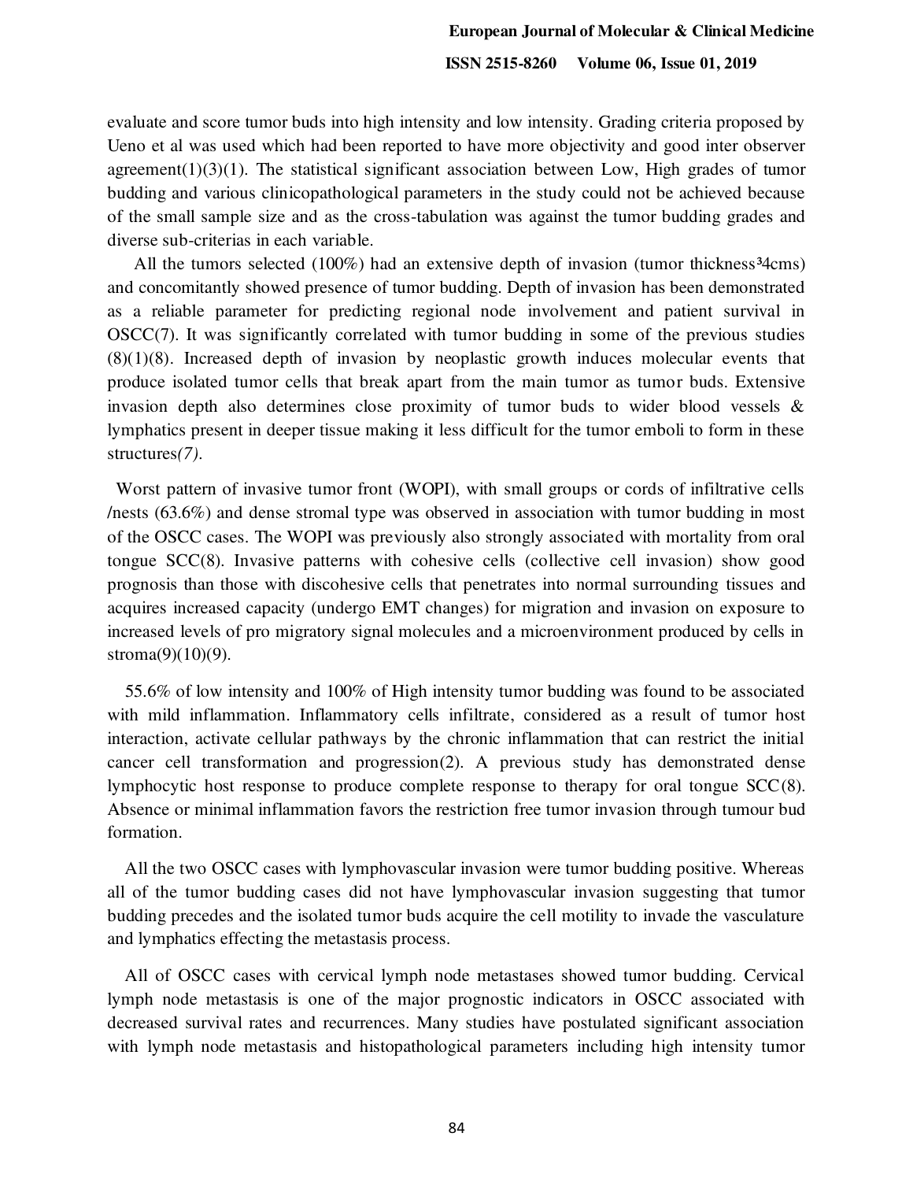evaluate and score tumor buds into high intensity and low intensity. Grading criteria proposed by Ueno et al was used which had been reported to have more objectivity and good inter observer agreement(1)(3)(1). The statistical significant association between Low, High grades of tumor budding and various clinicopathological parameters in the study could not be achieved because of the small sample size and as the cross-tabulation was against the tumor budding grades and diverse sub-criterias in each variable.

All the tumors selected (100%) had an extensive depth of invasion (tumor thickness³4cms) and concomitantly showed presence of tumor budding. Depth of invasion has been demonstrated as a reliable parameter for predicting regional node involvement and patient survival in OSCC(7). It was significantly correlated with tumor budding in some of the previous studies (8)(1)(8). Increased depth of invasion by neoplastic growth induces molecular events that produce isolated tumor cells that break apart from the main tumor as tumor buds. Extensive invasion depth also determines close proximity of tumor buds to wider blood vessels & lymphatics present in deeper tissue making it less difficult for the tumor emboli to form in these structures*(7)*.

Worst pattern of invasive tumor front (WOPI), with small groups or cords of infiltrative cells /nests (63.6%) and dense stromal type was observed in association with tumor budding in most of the OSCC cases. The WOPI was previously also strongly associated with mortality from oral tongue SCC(8). Invasive patterns with cohesive cells (collective cell invasion) show good prognosis than those with discohesive cells that penetrates into normal surrounding tissues and acquires increased capacity (undergo EMT changes) for migration and invasion on exposure to increased levels of pro migratory signal molecules and a microenvironment produced by cells in stroma(9)(10)(9).

55.6% of low intensity and 100% of High intensity tumor budding was found to be associated with mild inflammation. Inflammatory cells infiltrate, considered as a result of tumor host interaction, activate cellular pathways by the chronic inflammation that can restrict the initial cancer cell transformation and progression(2). A previous study has demonstrated dense lymphocytic host response to produce complete response to therapy for oral tongue SCC(8). Absence or minimal inflammation favors the restriction free tumor invasion through tumour bud formation.

All the two OSCC cases with lymphovascular invasion were tumor budding positive. Whereas all of the tumor budding cases did not have lymphovascular invasion suggesting that tumor budding precedes and the isolated tumor buds acquire the cell motility to invade the vasculature and lymphatics effecting the metastasis process.

All of OSCC cases with cervical lymph node metastases showed tumor budding. Cervical lymph node metastasis is one of the major prognostic indicators in OSCC associated with decreased survival rates and recurrences. Many studies have postulated significant association with lymph node metastasis and histopathological parameters including high intensity tumor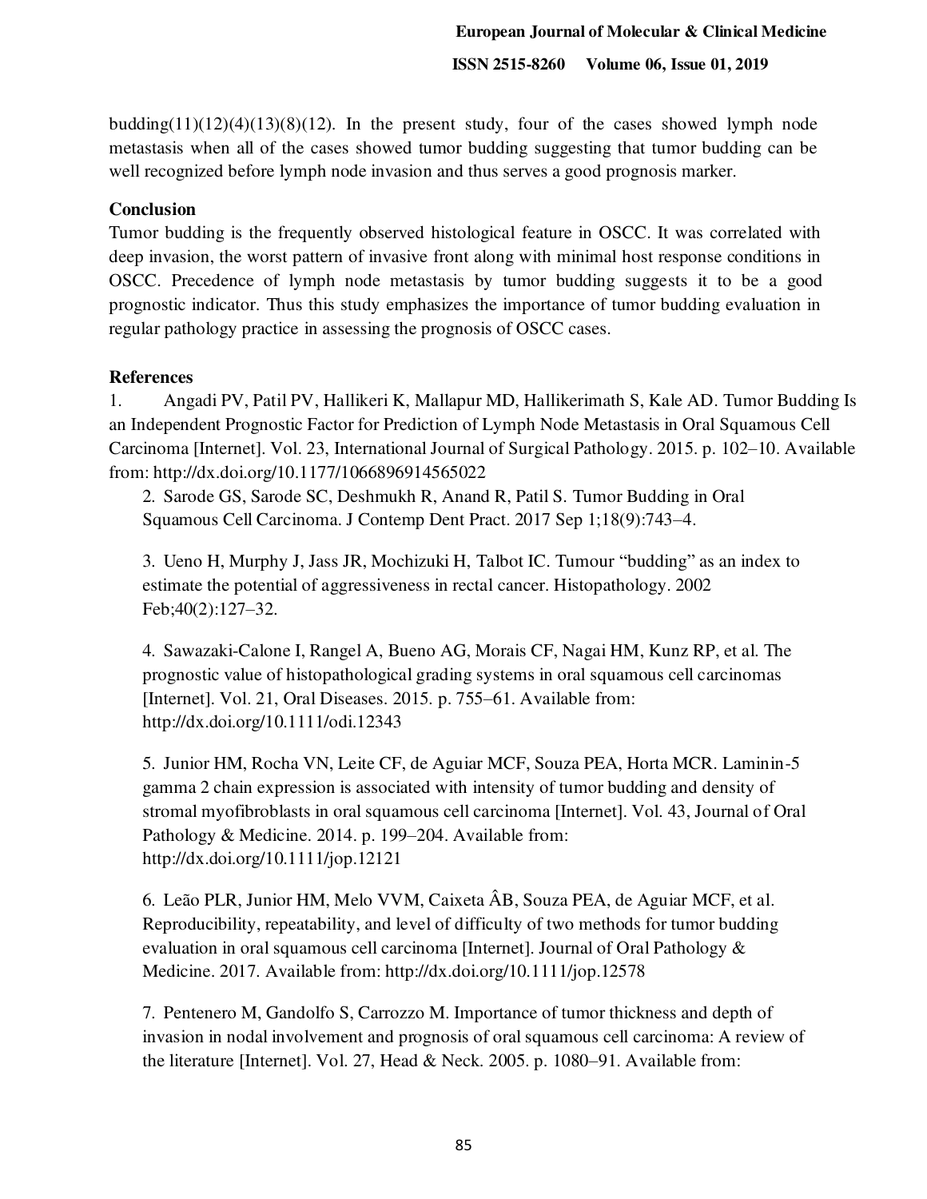budding(11)(12)(4)(13)(8)(12). In the present study, four of the cases showed lymph node metastasis when all of the cases showed tumor budding suggesting that tumor budding can be well recognized before lymph node invasion and thus serves a good prognosis marker.

## Conclusion

Tumor budding is the frequently observed histological feature in OSCC. It was correlated with deep invasion, the worst pattern of invasive front along with minimal host response conditions in OSCC. Precedence of lymph node metastasis by tumor budding suggests it to be a good prognostic indicator. Thus this study emphasizes the importance of tumor budding evaluation in regular pathology practice in assessing the prognosis of OSCC cases.

## References

1. Angadi PV, Patil PV, Hallikeri K, Mallapur MD, Hallikerimath S, Kale AD. Tumor Budding Is an Independent Prognostic Factor for Prediction of Lymph Node Metastasis in Oral Squamous Cell Carcinoma [Internet]. Vol. 23, International Journal of Surgical Pathology. 2015. p. 102–10. Available from: http://dx.doi.org/10.1177/1066896914565022

2. Sarode GS, Sarode SC, Deshmukh R, Anand R, Patil S. Tumor Budding in Oral Squamous Cell Carcinoma. J Contemp Dent Pract. 2017 Sep 1;18(9):743–4.

3. Ueno H, Murphy J, Jass JR, Mochizuki H, Talbot IC. Tumour "budding" as an index to estimate the potential of aggressiveness in rectal cancer. Histopathology. 2002 Feb;40(2):127–32.

4. Sawazaki-Calone I, Rangel A, Bueno AG, Morais CF, Nagai HM, Kunz RP, et al. The prognostic value of histopathological grading systems in oral squamous cell carcinomas [Internet]. Vol. 21, Oral Diseases. 2015. p. 755–61. Available from: http://dx.doi.org/10.1111/odi.12343

5. Junior HM, Rocha VN, Leite CF, de Aguiar MCF, Souza PEA, Horta MCR. Laminin-5 gamma 2 chain expression is associated with intensity of tumor budding and density of stromal myofibroblasts in oral squamous cell carcinoma [Internet]. Vol. 43, Journal of Oral Pathology & Medicine. 2014. p. 199–204. Available from: http://dx.doi.org/10.1111/jop.12121

6. Leão PLR, Junior HM, Melo VVM, Caixeta ÂB, Souza PEA, de Aguiar MCF, et al. Reproducibility, repeatability, and level of difficulty of two methods for tumor budding evaluation in oral squamous cell carcinoma [Internet]. Journal of Oral Pathology & Medicine. 2017. Available from: http://dx.doi.org/10.1111/jop.12578

7. Pentenero M, Gandolfo S, Carrozzo M. Importance of tumor thickness and depth of invasion in nodal involvement and prognosis of oral squamous cell carcinoma: A review of the literature [Internet]. Vol. 27, Head & Neck. 2005. p. 1080–91. Available from: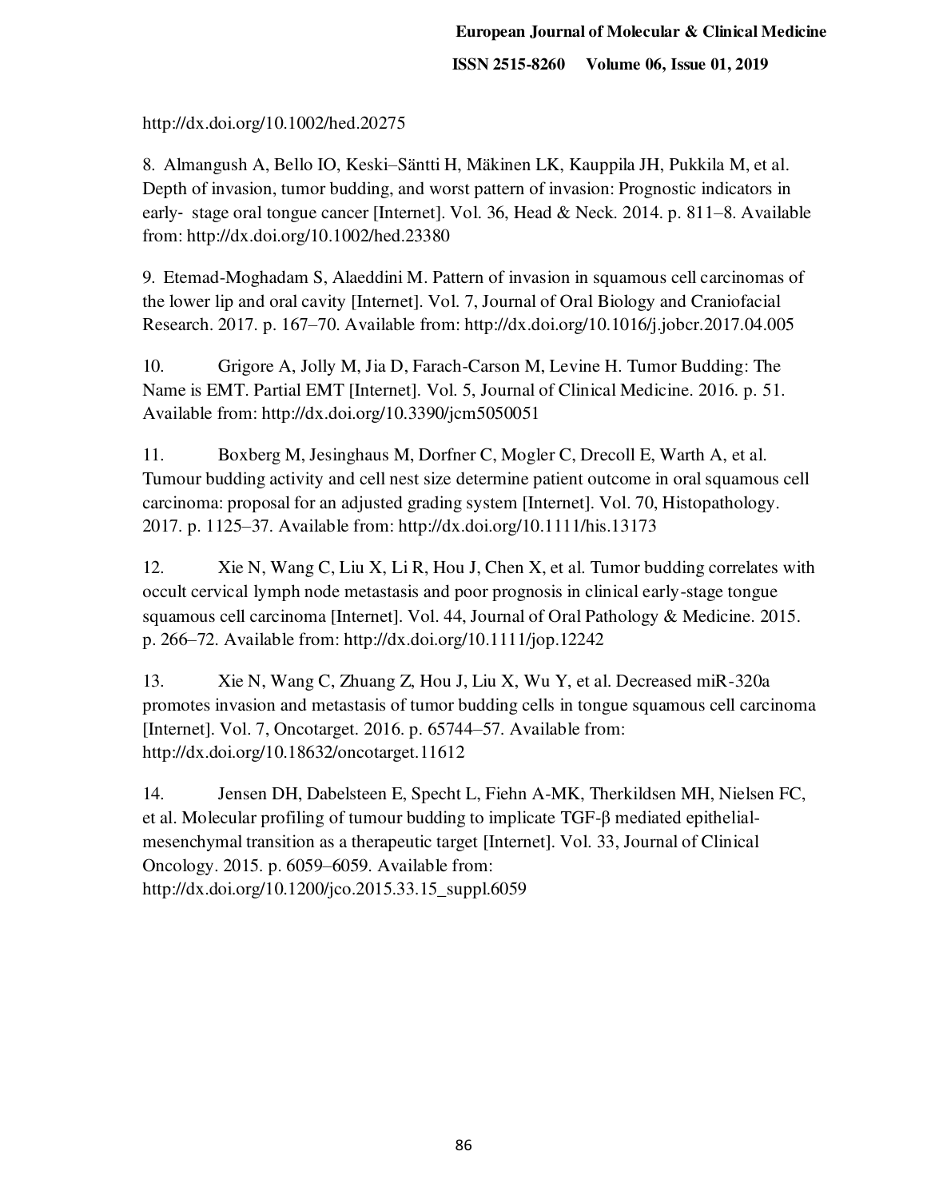http://dx.doi.org/10.1002/hed.20275

8. Almangush A, Bello IO, Keski–Säntti H, Mäkinen LK, Kauppila JH, Pukkila M, et al. Depth of invasion, tumor budding, and worst pattern of invasion: Prognostic indicators in early- stage oral tongue cancer [Internet]. Vol. 36, Head & Neck. 2014. p. 811–8. Available from: http://dx.doi.org/10.1002/hed.23380

9. Etemad-Moghadam S, Alaeddini M. Pattern of invasion in squamous cell carcinomas of the lower lip and oral cavity [Internet]. Vol. 7, Journal of Oral Biology and Craniofacial Research. 2017. p. 167–70. Available from: http://dx.doi.org/10.1016/j.jobcr.2017.04.005

10. Grigore A, Jolly M, Jia D, Farach-Carson M, Levine H. Tumor Budding: The Name is EMT. Partial EMT [Internet]. Vol. 5, Journal of Clinical Medicine. 2016. p. 51. Available from: http://dx.doi.org/10.3390/jcm5050051

11. Boxberg M, Jesinghaus M, Dorfner C, Mogler C, Drecoll E, Warth A, et al. Tumour budding activity and cell nest size determine patient outcome in oral squamous cell carcinoma: proposal for an adjusted grading system [Internet]. Vol. 70, Histopathology. 2017. p. 1125–37. Available from: http://dx.doi.org/10.1111/his.13173

12. Xie N, Wang C, Liu X, Li R, Hou J, Chen X, et al. Tumor budding correlates with occult cervical lymph node metastasis and poor prognosis in clinical early-stage tongue squamous cell carcinoma [Internet]. Vol. 44, Journal of Oral Pathology & Medicine. 2015. p. 266–72. Available from: http://dx.doi.org/10.1111/jop.12242

13. Xie N, Wang C, Zhuang Z, Hou J, Liu X, Wu Y, et al. Decreased miR-320a promotes invasion and metastasis of tumor budding cells in tongue squamous cell carcinoma [Internet]. Vol. 7, Oncotarget. 2016. p. 65744–57. Available from: http://dx.doi.org/10.18632/oncotarget.11612

14. Jensen DH, Dabelsteen E, Specht L, Fiehn A-MK, Therkildsen MH, Nielsen FC, et al. Molecular profiling of tumour budding to implicate TGF-β mediated epithelial-mesenchymal transition as a therapeutic target [Internet]. Vol. 33, Journal of Clinical Oncology. 2015. p. 6059–6059. Available from: http://dx.doi.org/10.1200/jco.2015.33.15_suppl.6059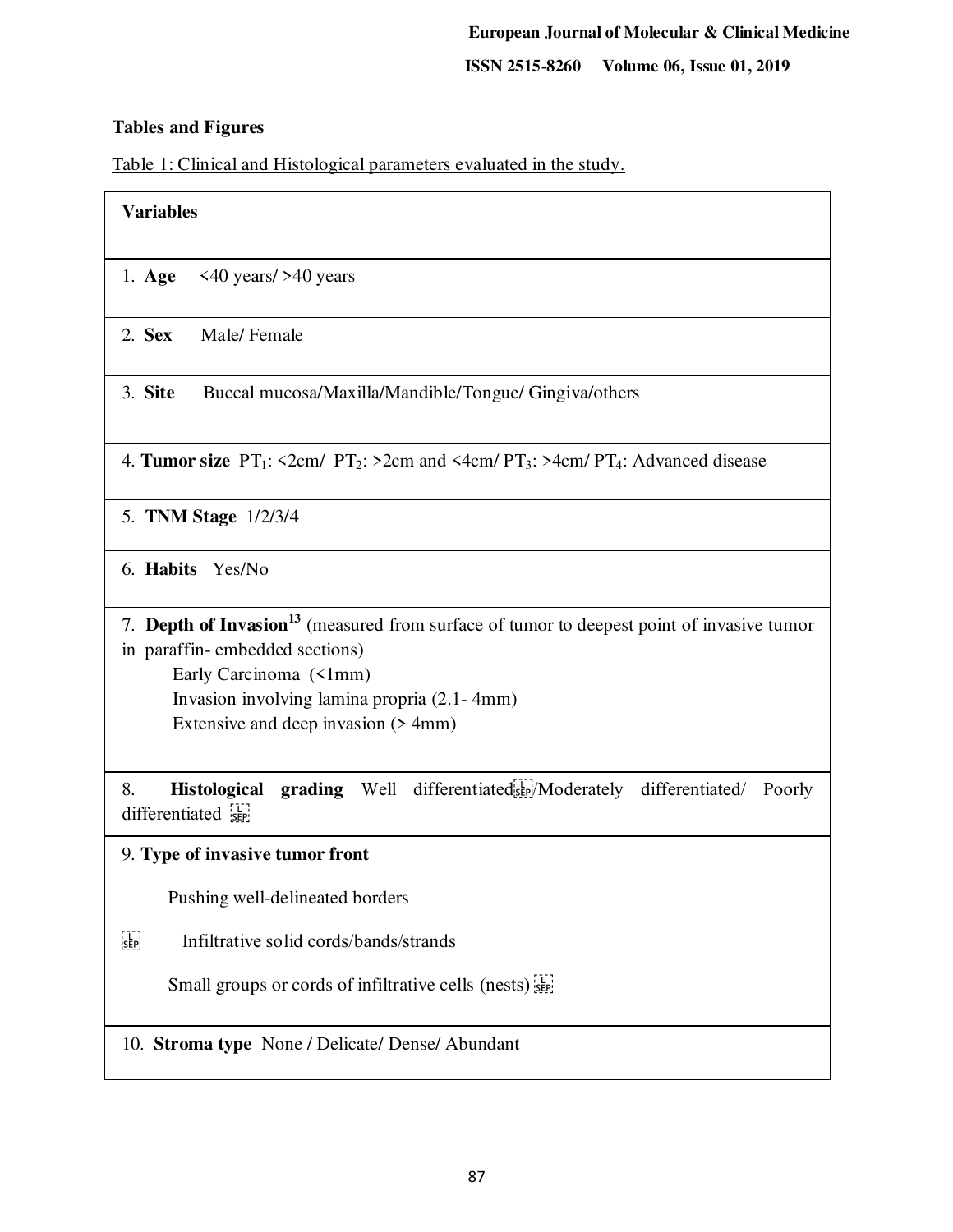**Tables and Figures**

Table 1: Clinical and Histological parameters evaluated in the study.

| **Variables** |
| --- |
| 1. **Age** <40 years/ >40 years |
| 2. **Sex** Male/ Female |
| 3. **Site** Buccal mucosa/Maxilla/Mandible/Tongue/ Gingiva/others |
| 4. **Tumor size** $PT_1$: <2cm/ $PT_2$: >2cm and <4cm/ $PT_3$: >4cm/ $PT_4$: Advanced disease |
| 5. **TNM Stage** 1/2/3/4 |
| 6. **Habits** Yes/No |
| 7. **Depth of Invasion**[13] (measured from surface of tumor to deepest point of invasive tumor in paraffin- embedded sections)<br>Early Carcinoma (<1mm)<br>Invasion involving lamina propria (2.1- 4mm)<br>Extensive and deep invasion (> 4mm) |
| 8. **Histological grading** Well differentiated/Moderately differentiated/ Poorly differentiated |
| 9. **Type of invasive tumor front**<br>Pushing well-delineated borders<br>Infiltrative solid cords/bands/strands<br>Small groups or cords of infiltrative cells (nests) |
| 10. **Stroma type** None / Delicate/ Dense/ Abundant |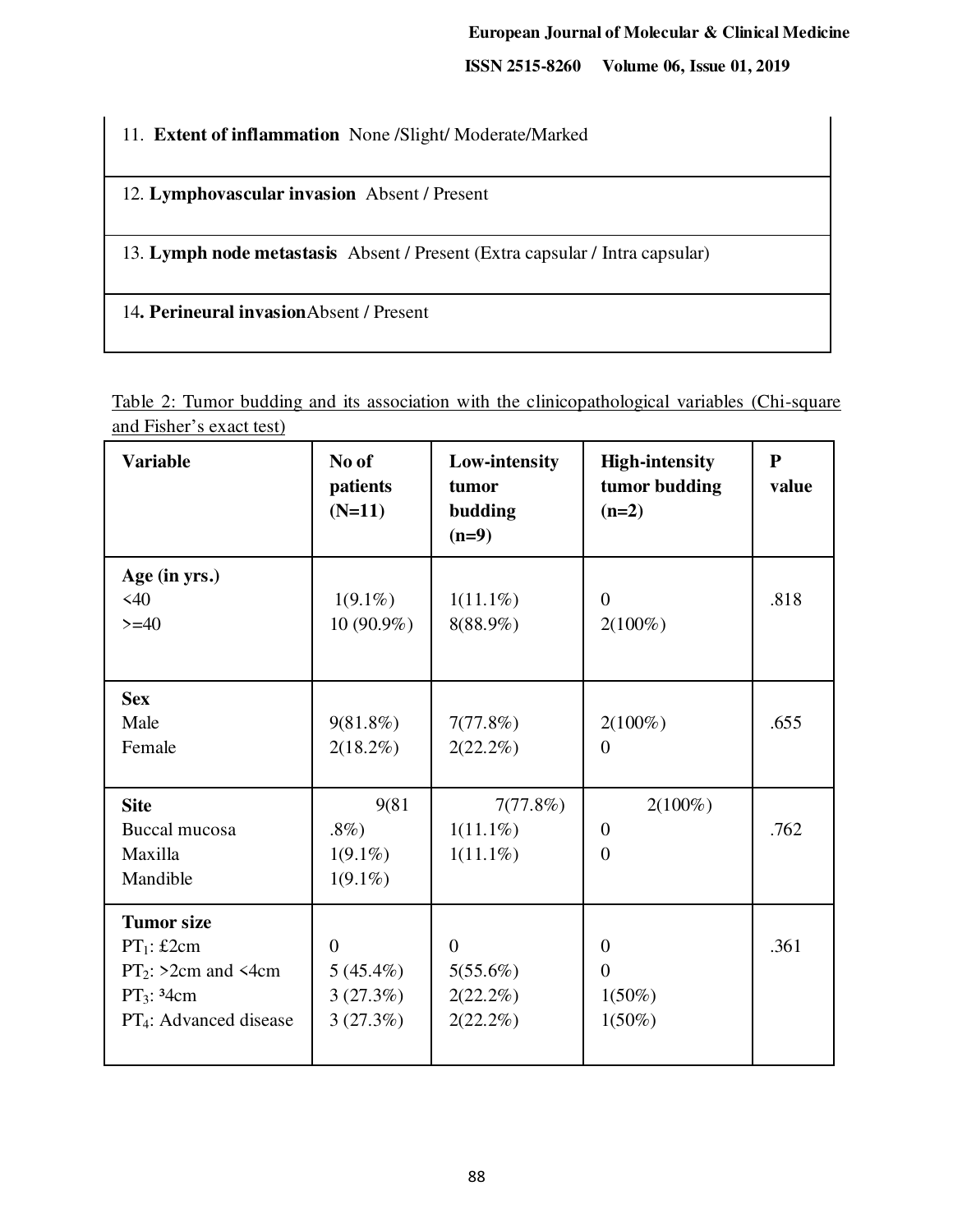| |
|---|
| 11. **Extent of inflammation** None /Slight/ Moderate/Marked |
| 12. **Lymphovascular invasion** Absent / Present |
| 13. **Lymph node metastasis** Absent / Present (Extra capsular / Intra capsular) |
| 14. **Perineural invasion** Absent / Present |

Table 2: Tumor budding and its association with the clinicopathological variables (Chi-square and Fisher's exact test)

| Variable | No of patients (N=11) | Low-intensity tumor budding (n=9) | High-intensity tumor budding (n=2) | P value |
|---|---|---|---|---|
| **Age (in yrs.)** | | | | |
| <40 | 1(9.1%) | 1(11.1%) | 0 | .818 |
| >=40 | 10 (90.9%) | 8(88.9%) | 2(100%) | |
| **Sex** | | | | |
| Male | 9(81.8%) | 7(77.8%) | 2(100%) | .655 |
| Female | 2(18.2%) | 2(22.2%) | 0 | |
| **Site** | | | | |
| Buccal mucosa | 9(81.8%) | 7(77.8%) | 2(100%) | .762 |
| Maxilla | 1(9.1%) | 1(11.1%) | 0 | |
| Mandible | 1(9.1%) | 1(11.1%) | 0 | |
| **Tumor size** | | | | |
| $PT_1$: £2cm | 0 | 0 | 0 | .361 |
| $PT_2$: >2cm and <4cm | 5 (45.4%) | 5(55.6%) | 0 | |
| $PT_3$: ³4cm | 3 (27.3%) | 2(22.2%) | 1(50%) | |
| $PT_4$: Advanced disease | 3 (27.3%) | 2(22.2%) | 1(50%) | |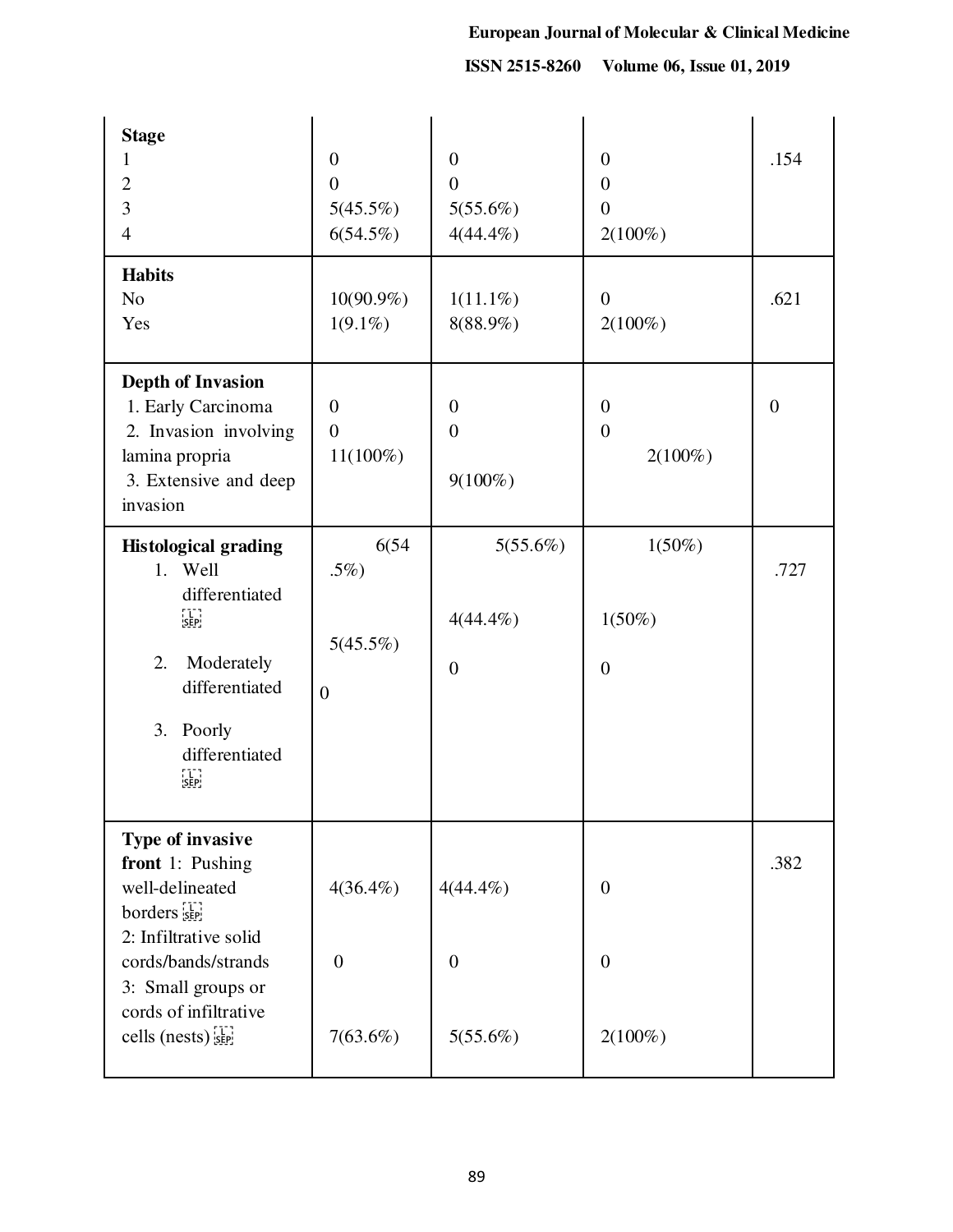| | | | | |
|---|---|---|---|---|
| **Stage**<br>1<br>2<br>3<br>4 | 0<br>0<br>5(45.5%)<br>6(54.5%) | 0<br>0<br>5(55.6%)<br>4(44.4%) | 0<br>0<br>0<br>2(100%) | .154 |
| **Habits**<br>No<br>Yes | 10(90.9%)<br>1(9.1%) | 1(11.1%)<br>8(88.9%) | 0<br>2(100%) | .621 |
| **Depth of Invasion**<br>1. Early Carcinoma<br>2. Invasion involving lamina propria<br>3. Extensive and deep invasion | 0<br>0<br>11(100%) | 0<br>0<br>9(100%) | 0<br>0<br>2(100%) | 0 |
| **Histological grading**<br>1. Well differentiated<br>2. Moderately differentiated<br>3. Poorly differentiated | 6(54.5%)<br>5(45.5%)<br>0 | 5(55.6%)<br>4(44.4%)<br>0 | 1(50%)<br>1(50%)<br>0 | .727 |
| **Type of invasive front** 1: Pushing well-delineated borders<br>2: Infiltrative solid cords/bands/strands<br>3: Small groups or cords of infiltrative cells (nests) | 4(36.4%)<br>0<br>7(63.6%) | 4(44.4%)<br>0<br>5(55.6%) | 0<br>0<br>2(100%) | .382 |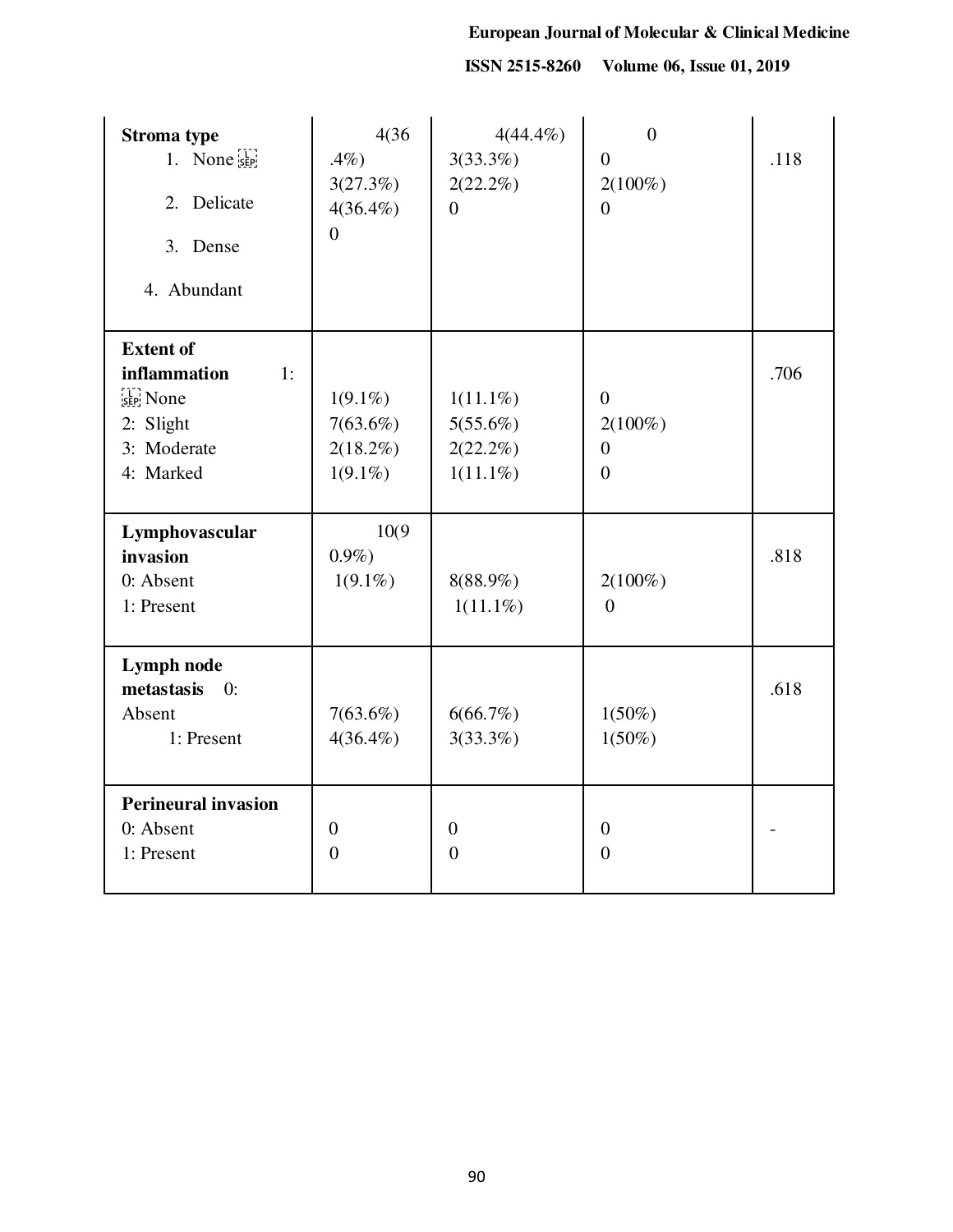| | | | | |
|---|---|---|---|---|
| **Stroma type**<br>1. None<br>2. Delicate<br>3. Dense<br>4. Abundant | 4(36.4%)<br>3(27.3%)<br>4(36.4%)<br>0 | 4(44.4%)<br>3(33.3%)<br>2(22.2%)<br>0 | 0<br>0<br>2(100%)<br>0 | .118 |
| **Extent of inflammation**<br>1: None<br>2: Slight<br>3: Moderate<br>4: Marked | 1(9.1%)<br>7(63.6%)<br>2(18.2%)<br>1(9.1%) | 1(11.1%)<br>5(55.6%)<br>2(22.2%)<br>1(11.1%) | 0<br>2(100%)<br>0<br>0 | .706 |
| **Lymphovascular invasion**<br>0: Absent<br>1: Present | 10(90.9%)<br>1(9.1%) | 8(88.9%)<br>1(11.1%) | 2(100%)<br>0 | .818 |
| **Lymph node metastasis**<br>0: Absent<br>1: Present | 7(63.6%)<br>4(36.4%) | 6(66.7%)<br>3(33.3%) | 1(50%)<br>1(50%) | .618 |
| **Perineural invasion**<br>0: Absent<br>1: Present | 0<br>0 | 0<br>0 | 0<br>0 | - |